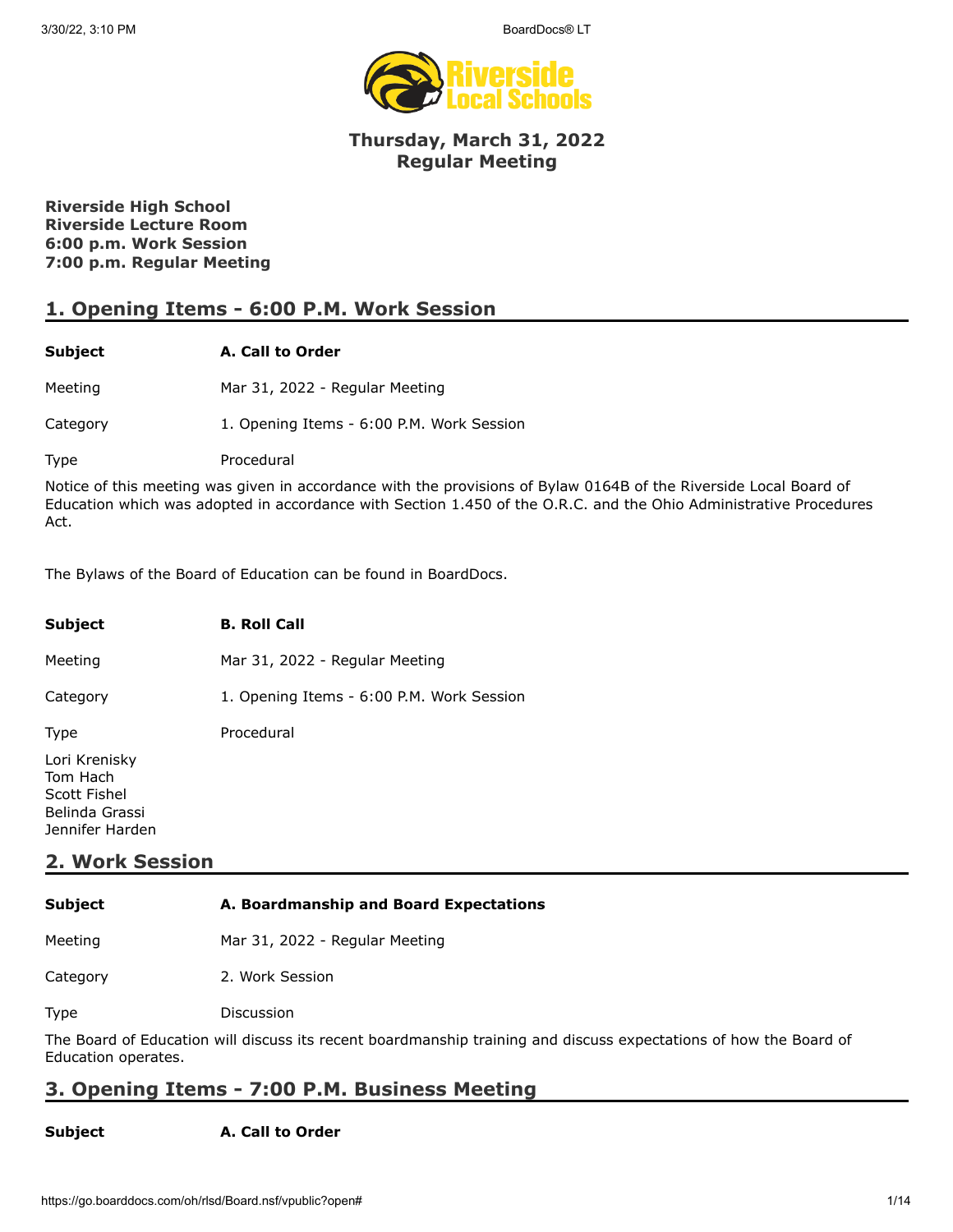## Thursday, March 31, 2022
## Regular Meeting

**Riverside High School**
**Riverside Lecture Room**
**6:00 p.m. Work Session**
**7:00 p.m. Regular Meeting**

## 1. Opening Items - 6:00 P.M. Work Session

| | |
|---|---|
| **Subject** | **A. Call to Order** |
| Meeting | Mar 31, 2022 - Regular Meeting |
| Category | 1. Opening Items - 6:00 P.M. Work Session |
| Type | Procedural |

Notice of this meeting was given in accordance with the provisions of Bylaw 0164B of the Riverside Local Board of Education which was adopted in accordance with Section 1.450 of the O.R.C. and the Ohio Administrative Procedures Act.

The Bylaws of the Board of Education can be found in BoardDocs.

| | |
|---|---|
| **Subject** | **B. Roll Call** |
| Meeting | Mar 31, 2022 - Regular Meeting |
| Category | 1. Opening Items - 6:00 P.M. Work Session |
| Type | Procedural |

Lori Krenisky
Tom Hach
Scott Fishel
Belinda Grassi
Jennifer Harden

## 2. Work Session

| | |
|---|---|
| **Subject** | **A. Boardmanship and Board Expectations** |
| Meeting | Mar 31, 2022 - Regular Meeting |
| Category | 2. Work Session |
| Type | Discussion |

The Board of Education will discuss its recent boardmanship training and discuss expectations of how the Board of Education operates.

## 3. Opening Items - 7:00 P.M. Business Meeting

| | |
|---|---|
| **Subject** | **A. Call to Order** |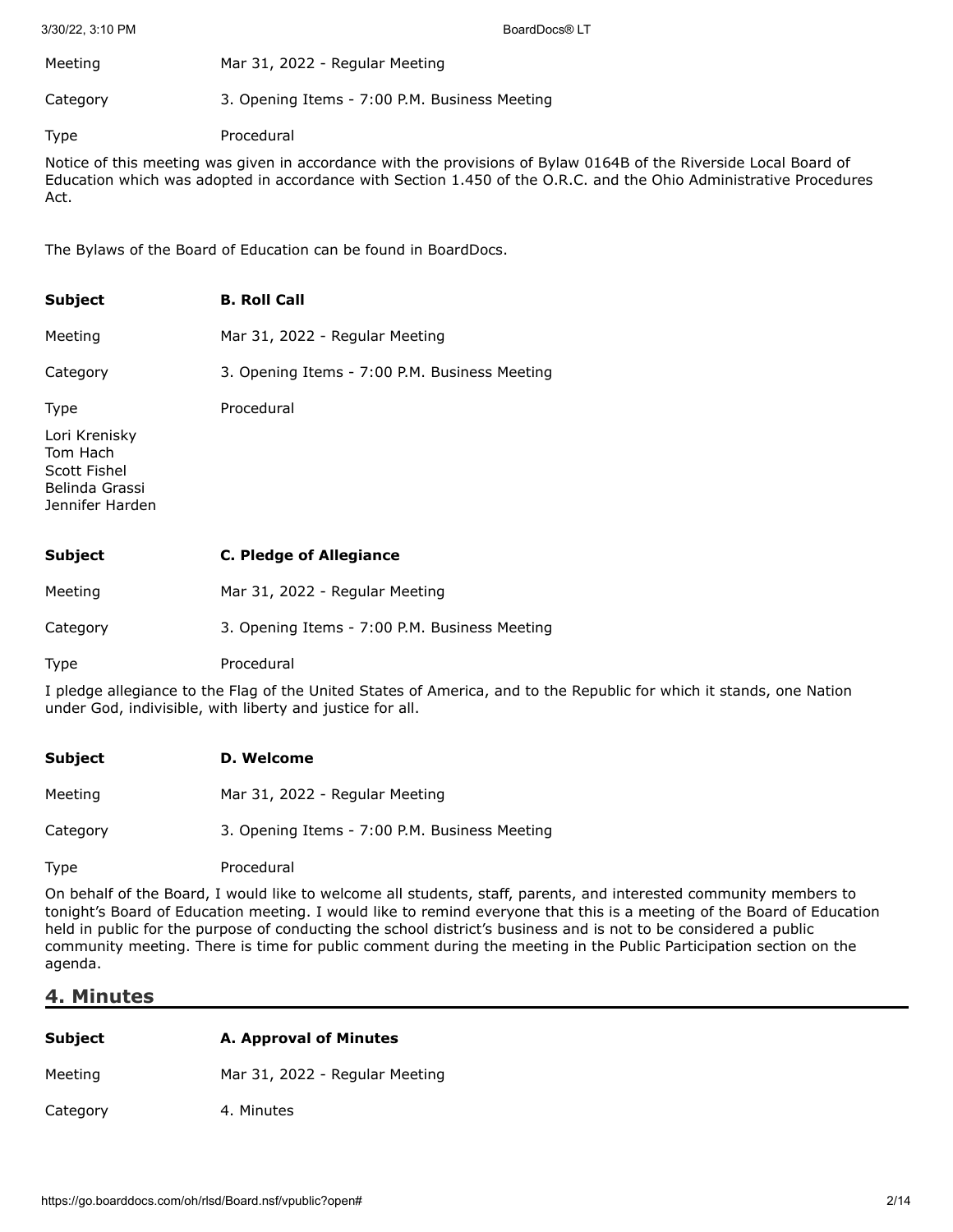| | |
|---|---|
| Meeting | Mar 31, 2022 - Regular Meeting |
| Category | 3. Opening Items - 7:00 P.M. Business Meeting |
| Type | Procedural |

Notice of this meeting was given in accordance with the provisions of Bylaw 0164B of the Riverside Local Board of Education which was adopted in accordance with Section 1.450 of the O.R.C. and the Ohio Administrative Procedures Act.

The Bylaws of the Board of Education can be found in BoardDocs.

| **Subject** | **B. Roll Call** |
|---|---|
| Meeting | Mar 31, 2022 - Regular Meeting |
| Category | 3. Opening Items - 7:00 P.M. Business Meeting |
| Type | Procedural |

Lori Krenisky
Tom Hach
Scott Fishel
Belinda Grassi
Jennifer Harden

| **Subject** | **C. Pledge of Allegiance** |
|---|---|
| Meeting | Mar 31, 2022 - Regular Meeting |
| Category | 3. Opening Items - 7:00 P.M. Business Meeting |
| Type | Procedural |

I pledge allegiance to the Flag of the United States of America, and to the Republic for which it stands, one Nation under God, indivisible, with liberty and justice for all.

| **Subject** | **D. Welcome** |
|---|---|
| Meeting | Mar 31, 2022 - Regular Meeting |
| Category | 3. Opening Items - 7:00 P.M. Business Meeting |
| Type | Procedural |

On behalf of the Board, I would like to welcome all students, staff, parents, and interested community members to tonight's Board of Education meeting. I would like to remind everyone that this is a meeting of the Board of Education held in public for the purpose of conducting the school district's business and is not to be considered a public community meeting. There is time for public comment during the meeting in the Public Participation section on the agenda.

## 4. Minutes

| **Subject** | **A. Approval of Minutes** |
|---|---|
| Meeting | Mar 31, 2022 - Regular Meeting |
| Category | 4. Minutes |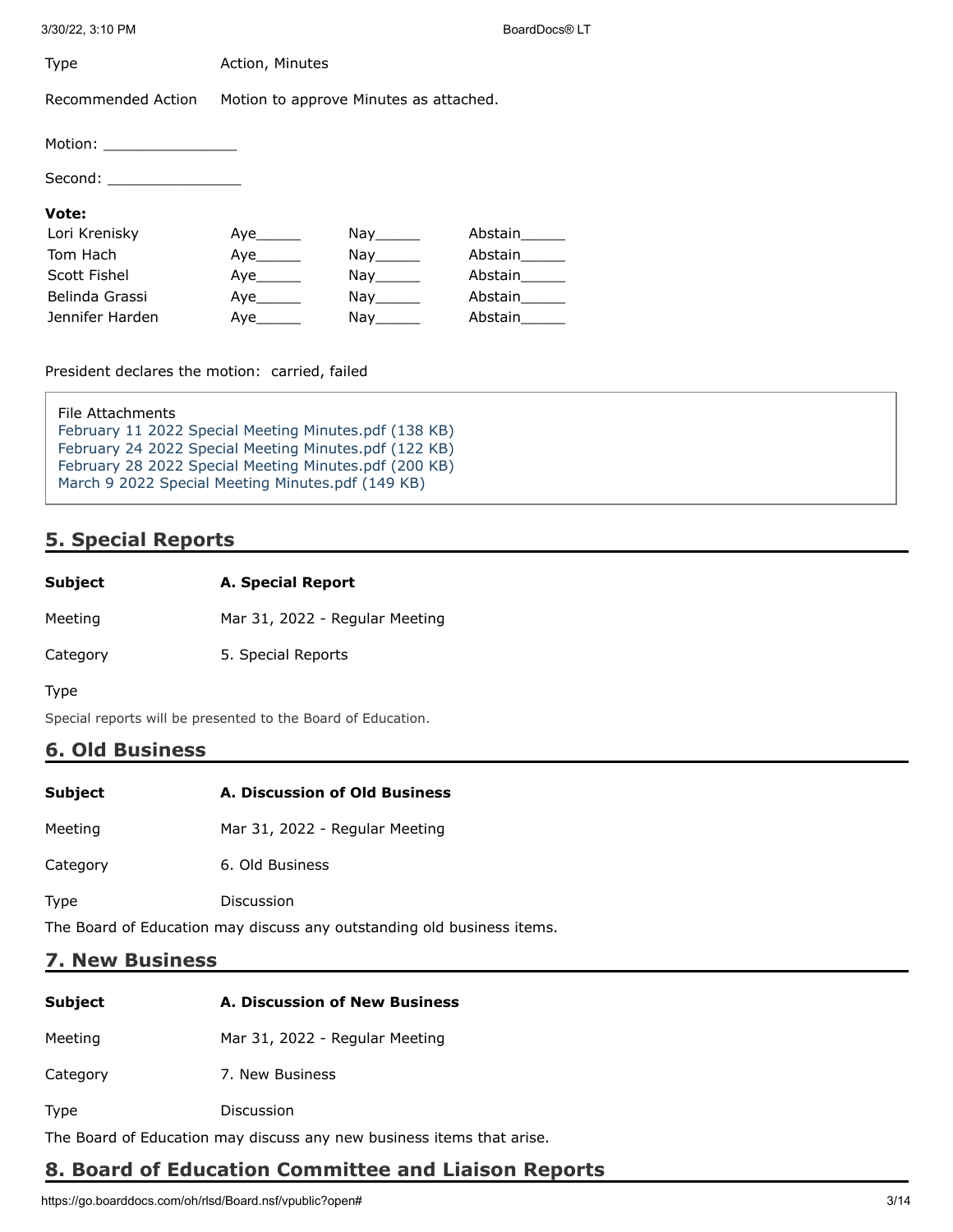Type Action, Minutes

Recommended Action Motion to approve Minutes as attached.

Motion: _______________

Second: _______________

**Vote:**

| | | | |
|---|---|---|---|
| Lori Krenisky | Aye_____ | Nay_____ | Abstain_____ |
| Tom Hach | Aye_____ | Nay_____ | Abstain_____ |
| Scott Fishel | Aye_____ | Nay_____ | Abstain_____ |
| Belinda Grassi | Aye_____ | Nay_____ | Abstain_____ |
| Jennifer Harden | Aye_____ | Nay_____ | Abstain_____ |

President declares the motion: carried, failed

File Attachments
February 11 2022 Special Meeting Minutes.pdf (138 KB)
February 24 2022 Special Meeting Minutes.pdf (122 KB)
February 28 2022 Special Meeting Minutes.pdf (200 KB)
March 9 2022 Special Meeting Minutes.pdf (149 KB)

## 5. Special Reports

**Subject** **A. Special Report**

Meeting Mar 31, 2022 - Regular Meeting

Category 5. Special Reports

Type

Special reports will be presented to the Board of Education.

## 6. Old Business

**Subject** **A. Discussion of Old Business**

Meeting Mar 31, 2022 - Regular Meeting

Category 6. Old Business

Type Discussion

The Board of Education may discuss any outstanding old business items.

## 7. New Business

**Subject** **A. Discussion of New Business**

Meeting Mar 31, 2022 - Regular Meeting

Category 7. New Business

Type Discussion

The Board of Education may discuss any new business items that arise.

## 8. Board of Education Committee and Liaison Reports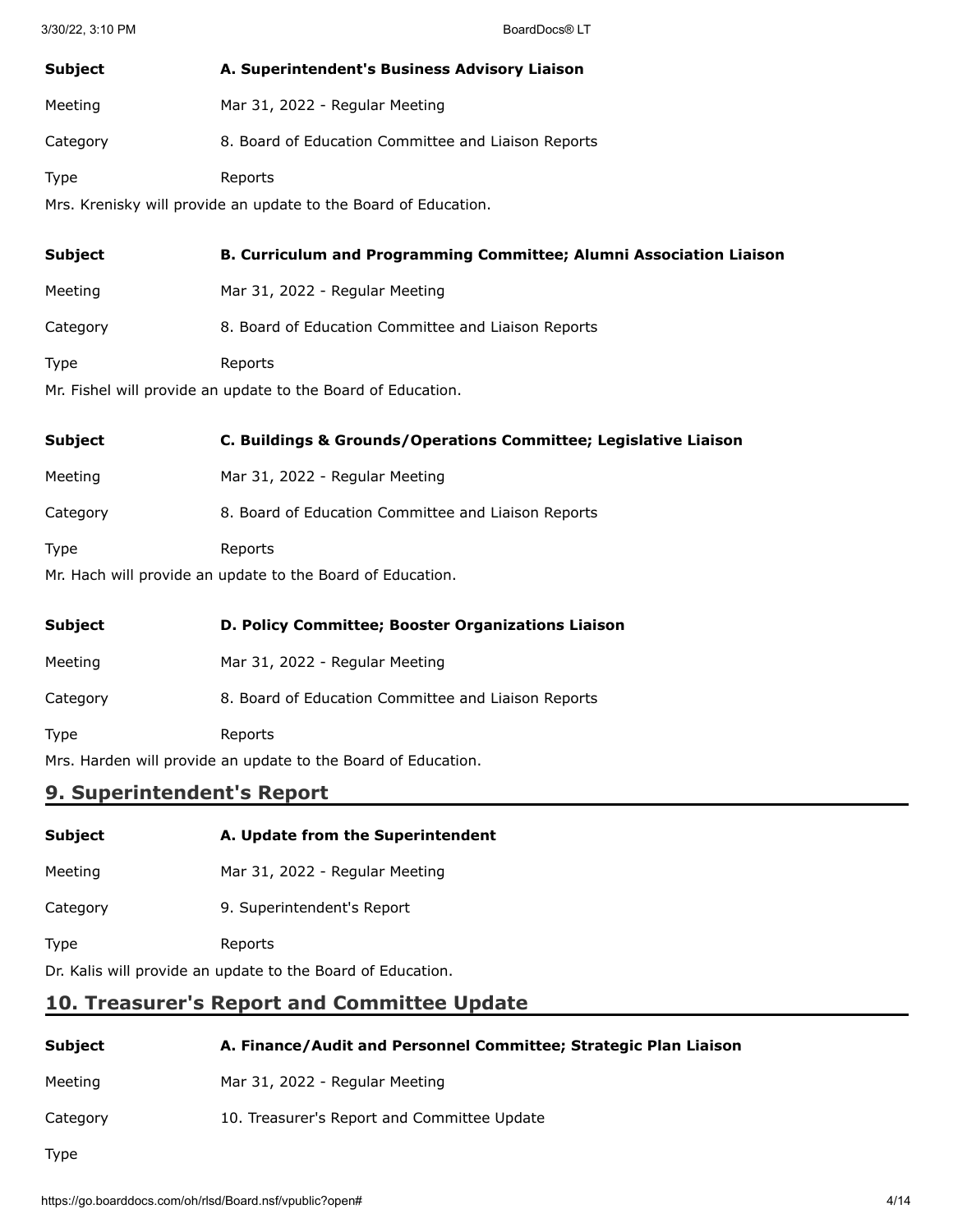| | |
|---|---|
| **Subject** | **A. Superintendent's Business Advisory Liaison** |
| Meeting | Mar 31, 2022 - Regular Meeting |
| Category | 8. Board of Education Committee and Liaison Reports |
| Type | Reports |

Mrs. Krenisky will provide an update to the Board of Education.

| | |
|---|---|
| **Subject** | **B. Curriculum and Programming Committee; Alumni Association Liaison** |
| Meeting | Mar 31, 2022 - Regular Meeting |
| Category | 8. Board of Education Committee and Liaison Reports |
| Type | Reports |

Mr. Fishel will provide an update to the Board of Education.

| | |
|---|---|
| **Subject** | **C. Buildings & Grounds/Operations Committee; Legislative Liaison** |
| Meeting | Mar 31, 2022 - Regular Meeting |
| Category | 8. Board of Education Committee and Liaison Reports |
| Type | Reports |

Mr. Hach will provide an update to the Board of Education.

| | |
|---|---|
| **Subject** | **D. Policy Committee; Booster Organizations Liaison** |
| Meeting | Mar 31, 2022 - Regular Meeting |
| Category | 8. Board of Education Committee and Liaison Reports |
| Type | Reports |

Mrs. Harden will provide an update to the Board of Education.

## 9. Superintendent's Report

| | |
|---|---|
| **Subject** | **A. Update from the Superintendent** |
| Meeting | Mar 31, 2022 - Regular Meeting |
| Category | 9. Superintendent's Report |
| Type | Reports |

Dr. Kalis will provide an update to the Board of Education.

## 10. Treasurer's Report and Committee Update

| | |
|---|---|
| **Subject** | **A. Finance/Audit and Personnel Committee; Strategic Plan Liaison** |
| Meeting | Mar 31, 2022 - Regular Meeting |
| Category | 10. Treasurer's Report and Committee Update |
| Type | |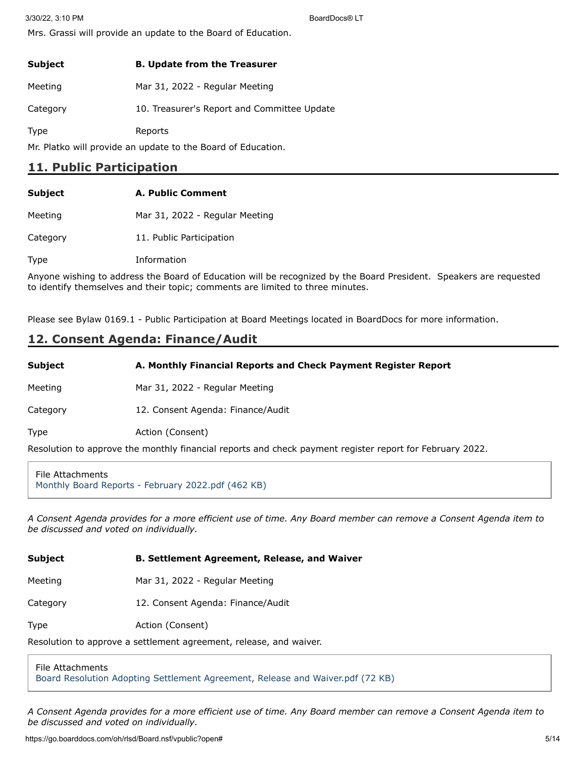Mrs. Grassi will provide an update to the Board of Education.

| | |
|---|---|
| **Subject** | **B. Update from the Treasurer** |
| Meeting | Mar 31, 2022 - Regular Meeting |
| Category | 10. Treasurer's Report and Committee Update |
| Type | Reports |

Mr. Platko will provide an update to the Board of Education.

## 11. Public Participation

| | |
|---|---|
| **Subject** | **A. Public Comment** |
| Meeting | Mar 31, 2022 - Regular Meeting |
| Category | 11. Public Participation |
| Type | Information |

Anyone wishing to address the Board of Education will be recognized by the Board President. Speakers are requested to identify themselves and their topic; comments are limited to three minutes.

Please see Bylaw 0169.1 - Public Participation at Board Meetings located in BoardDocs for more information.

## 12. Consent Agenda: Finance/Audit

| | |
|---|---|
| **Subject** | **A. Monthly Financial Reports and Check Payment Register Report** |
| Meeting | Mar 31, 2022 - Regular Meeting |
| Category | 12. Consent Agenda: Finance/Audit |
| Type | Action (Consent) |

Resolution to approve the monthly financial reports and check payment register report for February 2022.

File Attachments
Monthly Board Reports - February 2022.pdf (462 KB)

*A Consent Agenda provides for a more efficient use of time. Any Board member can remove a Consent Agenda item to be discussed and voted on individually.*

| | |
|---|---|
| **Subject** | **B. Settlement Agreement, Release, and Waiver** |
| Meeting | Mar 31, 2022 - Regular Meeting |
| Category | 12. Consent Agenda: Finance/Audit |
| Type | Action (Consent) |

Resolution to approve a settlement agreement, release, and waiver.

File Attachments
Board Resolution Adopting Settlement Agreement, Release and Waiver.pdf (72 KB)

*A Consent Agenda provides for a more efficient use of time. Any Board member can remove a Consent Agenda item to be discussed and voted on individually.*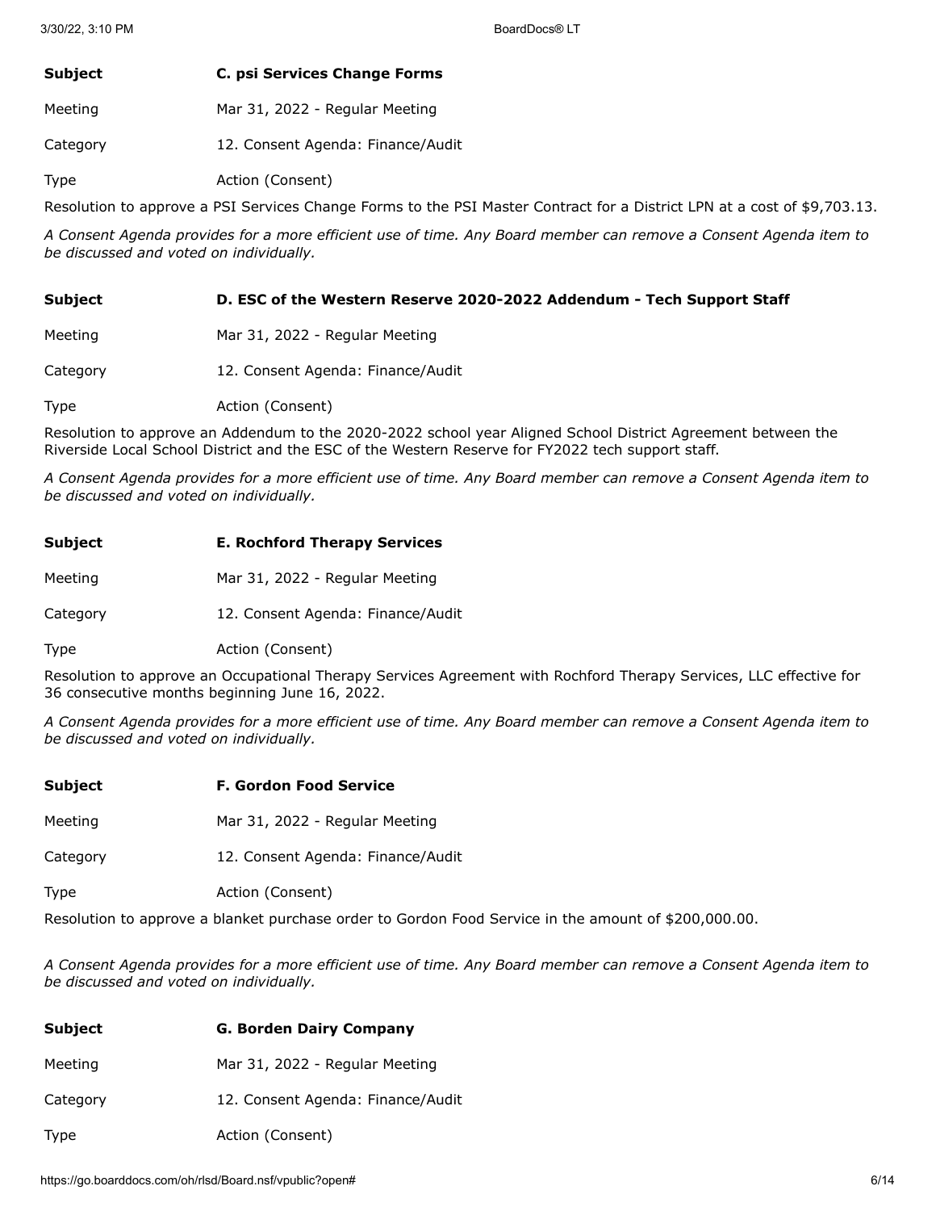| **Subject** | **C. psi Services Change Forms** |
| --- | --- |
| Meeting | Mar 31, 2022 - Regular Meeting |
| Category | 12. Consent Agenda: Finance/Audit |
| Type | Action (Consent) |

Resolution to approve a PSI Services Change Forms to the PSI Master Contract for a District LPN at a cost of $9,703.13.

*A Consent Agenda provides for a more efficient use of time. Any Board member can remove a Consent Agenda item to be discussed and voted on individually.*

| **Subject** | **D. ESC of the Western Reserve 2020-2022 Addendum - Tech Support Staff** |
| --- | --- |
| Meeting | Mar 31, 2022 - Regular Meeting |
| Category | 12. Consent Agenda: Finance/Audit |
| Type | Action (Consent) |

Resolution to approve an Addendum to the 2020-2022 school year Aligned School District Agreement between the Riverside Local School District and the ESC of the Western Reserve for FY2022 tech support staff.

*A Consent Agenda provides for a more efficient use of time. Any Board member can remove a Consent Agenda item to be discussed and voted on individually.*

| **Subject** | **E. Rochford Therapy Services** |
| --- | --- |
| Meeting | Mar 31, 2022 - Regular Meeting |
| Category | 12. Consent Agenda: Finance/Audit |
| Type | Action (Consent) |

Resolution to approve an Occupational Therapy Services Agreement with Rochford Therapy Services, LLC effective for 36 consecutive months beginning June 16, 2022.

*A Consent Agenda provides for a more efficient use of time. Any Board member can remove a Consent Agenda item to be discussed and voted on individually.*

| **Subject** | **F. Gordon Food Service** |
| --- | --- |
| Meeting | Mar 31, 2022 - Regular Meeting |
| Category | 12. Consent Agenda: Finance/Audit |
| Type | Action (Consent) |

Resolution to approve a blanket purchase order to Gordon Food Service in the amount of $200,000.00.

*A Consent Agenda provides for a more efficient use of time. Any Board member can remove a Consent Agenda item to be discussed and voted on individually.*

| **Subject** | **G. Borden Dairy Company** |
| --- | --- |
| Meeting | Mar 31, 2022 - Regular Meeting |
| Category | 12. Consent Agenda: Finance/Audit |
| Type | Action (Consent) |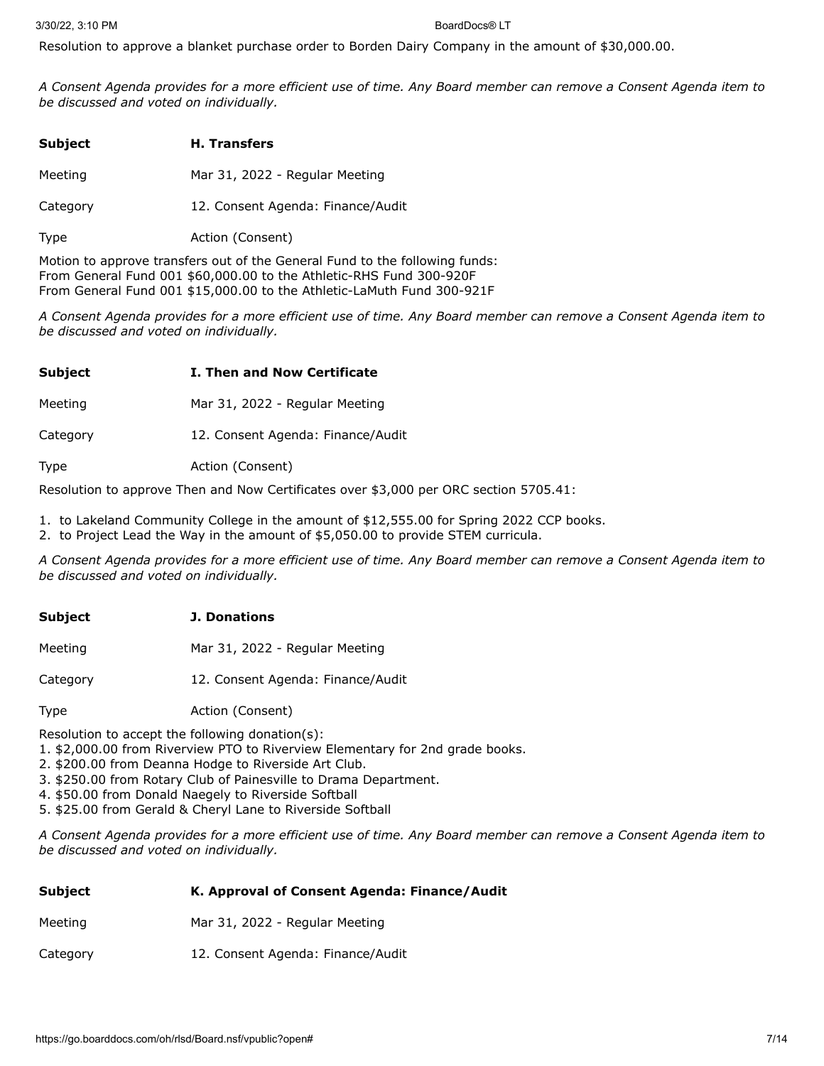Resolution to approve a blanket purchase order to Borden Dairy Company in the amount of $30,000.00.

*A Consent Agenda provides for a more efficient use of time. Any Board member can remove a Consent Agenda item to be discussed and voted on individually.*

| | |
|---|---|
| **Subject** | **H. Transfers** |
| Meeting | Mar 31, 2022 - Regular Meeting |
| Category | 12. Consent Agenda: Finance/Audit |
| Type | Action (Consent) |

Motion to approve transfers out of the General Fund to the following funds:
From General Fund 001 $60,000.00 to the Athletic-RHS Fund 300-920F
From General Fund 001 $15,000.00 to the Athletic-LaMuth Fund 300-921F

*A Consent Agenda provides for a more efficient use of time. Any Board member can remove a Consent Agenda item to be discussed and voted on individually.*

| | |
|---|---|
| **Subject** | **I. Then and Now Certificate** |
| Meeting | Mar 31, 2022 - Regular Meeting |
| Category | 12. Consent Agenda: Finance/Audit |
| Type | Action (Consent) |

Resolution to approve Then and Now Certificates over $3,000 per ORC section 5705.41:

1. to Lakeland Community College in the amount of $12,555.00 for Spring 2022 CCP books.
2. to Project Lead the Way in the amount of $5,050.00 to provide STEM curricula.

*A Consent Agenda provides for a more efficient use of time. Any Board member can remove a Consent Agenda item to be discussed and voted on individually.*

| | |
|---|---|
| **Subject** | **J. Donations** |
| Meeting | Mar 31, 2022 - Regular Meeting |
| Category | 12. Consent Agenda: Finance/Audit |
| Type | Action (Consent) |

Resolution to accept the following donation(s):

1. $2,000.00 from Riverview PTO to Riverview Elementary for 2nd grade books.
2. $200.00 from Deanna Hodge to Riverside Art Club.
3. $250.00 from Rotary Club of Painesville to Drama Department.
4. $50.00 from Donald Naegely to Riverside Softball
5. $25.00 from Gerald & Cheryl Lane to Riverside Softball

*A Consent Agenda provides for a more efficient use of time. Any Board member can remove a Consent Agenda item to be discussed and voted on individually.*

| | |
|---|---|
| **Subject** | **K. Approval of Consent Agenda: Finance/Audit** |
| Meeting | Mar 31, 2022 - Regular Meeting |
| Category | 12. Consent Agenda: Finance/Audit |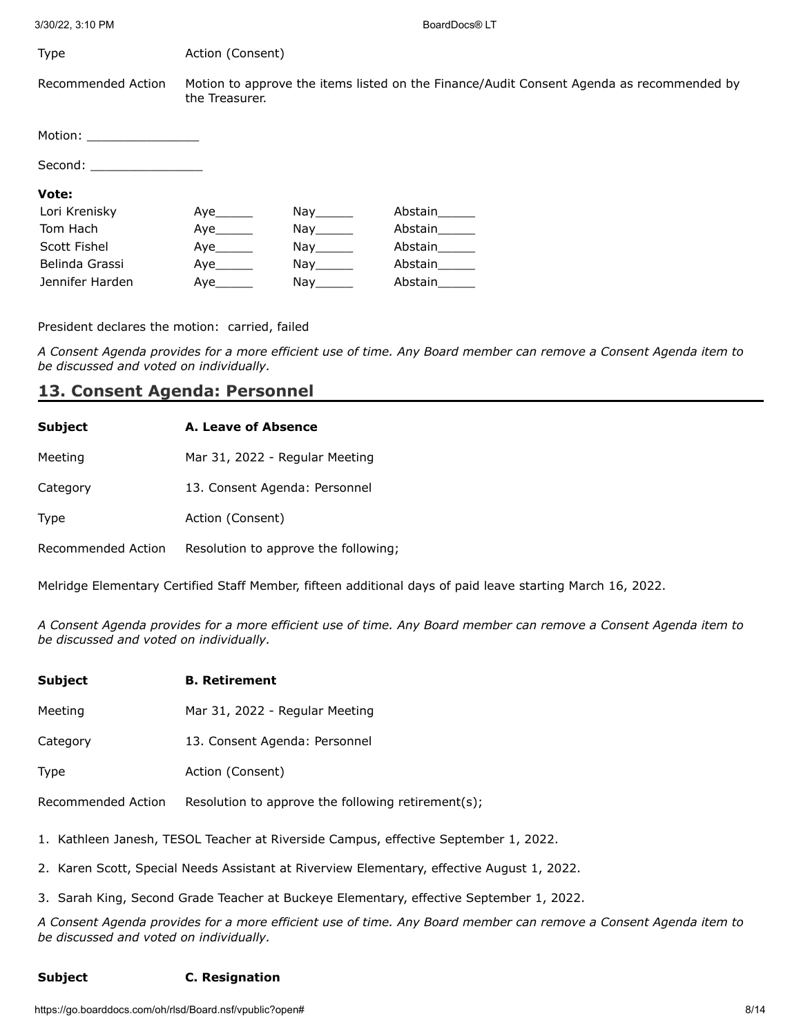| | |
|---|---|
| Type | Action (Consent) |
| Recommended Action | Motion to approve the items listed on the Finance/Audit Consent Agenda as recommended by the Treasurer. |

Motion: _______________

Second: _______________

**Vote:**

| | | | |
|---|---|---|---|
| Lori Krenisky | Aye_____ | Nay_____ | Abstain_____ |
| Tom Hach | Aye_____ | Nay_____ | Abstain_____ |
| Scott Fishel | Aye_____ | Nay_____ | Abstain_____ |
| Belinda Grassi | Aye_____ | Nay_____ | Abstain_____ |
| Jennifer Harden | Aye_____ | Nay_____ | Abstain_____ |

President declares the motion: carried, failed

*A Consent Agenda provides for a more efficient use of time. Any Board member can remove a Consent Agenda item to be discussed and voted on individually.*

## 13. Consent Agenda: Personnel

| | |
|---|---|
| **Subject** | **A. Leave of Absence** |
| Meeting | Mar 31, 2022 - Regular Meeting |
| Category | 13. Consent Agenda: Personnel |
| Type | Action (Consent) |
| Recommended Action | Resolution to approve the following; |

Melridge Elementary Certified Staff Member, fifteen additional days of paid leave starting March 16, 2022.

*A Consent Agenda provides for a more efficient use of time. Any Board member can remove a Consent Agenda item to be discussed and voted on individually.*

| | |
|---|---|
| **Subject** | **B. Retirement** |
| Meeting | Mar 31, 2022 - Regular Meeting |
| Category | 13. Consent Agenda: Personnel |
| Type | Action (Consent) |
| Recommended Action | Resolution to approve the following retirement(s); |

1. Kathleen Janesh, TESOL Teacher at Riverside Campus, effective September 1, 2022.
2. Karen Scott, Special Needs Assistant at Riverview Elementary, effective August 1, 2022.
3. Sarah King, Second Grade Teacher at Buckeye Elementary, effective September 1, 2022.

*A Consent Agenda provides for a more efficient use of time. Any Board member can remove a Consent Agenda item to be discussed and voted on individually.*

| | |
|---|---|
| **Subject** | **C. Resignation** |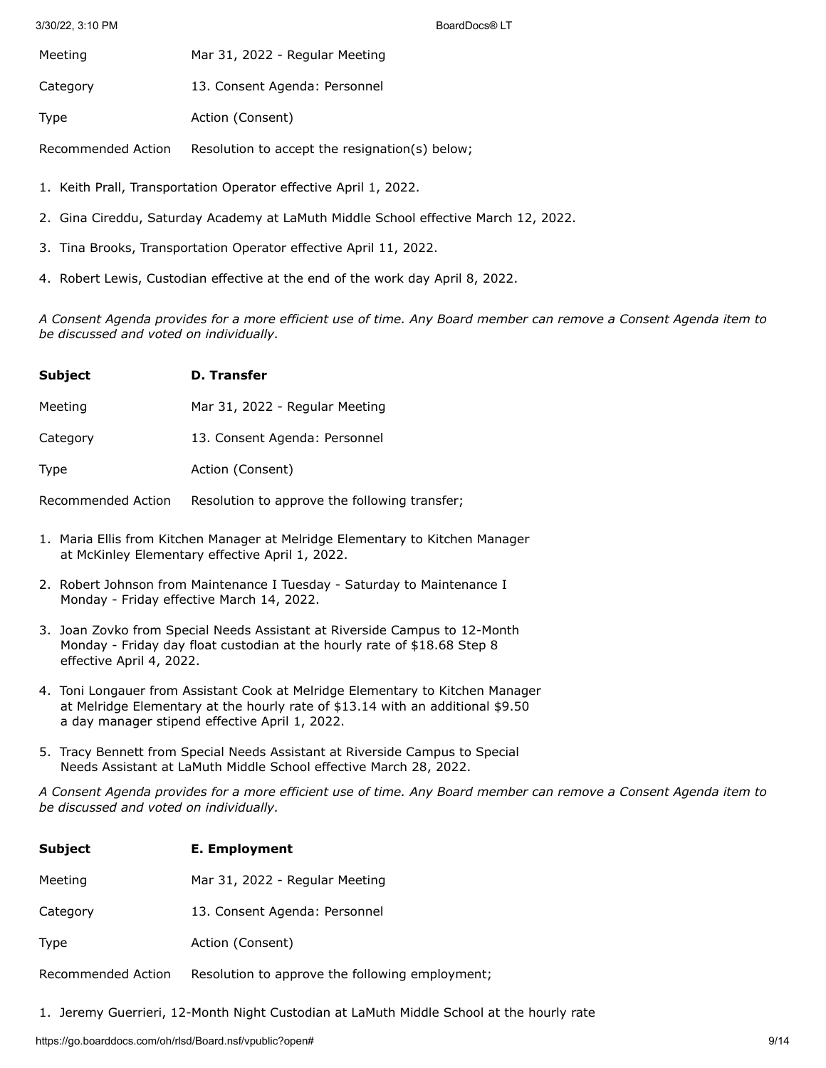| | |
|---|---|
| Meeting | Mar 31, 2022 - Regular Meeting |
| Category | 13. Consent Agenda: Personnel |
| Type | Action (Consent) |
| Recommended Action | Resolution to accept the resignation(s) below; |

1. Keith Prall, Transportation Operator effective April 1, 2022.
2. Gina Cireddu, Saturday Academy at LaMuth Middle School effective March 12, 2022.
3. Tina Brooks, Transportation Operator effective April 11, 2022.
4. Robert Lewis, Custodian effective at the end of the work day April 8, 2022.

*A Consent Agenda provides for a more efficient use of time. Any Board member can remove a Consent Agenda item to be discussed and voted on individually.*

| | |
|---|---|
| **Subject** | **D. Transfer** |
| Meeting | Mar 31, 2022 - Regular Meeting |
| Category | 13. Consent Agenda: Personnel |
| Type | Action (Consent) |
| Recommended Action | Resolution to approve the following transfer; |

1. Maria Ellis from Kitchen Manager at Melridge Elementary to Kitchen Manager at McKinley Elementary effective April 1, 2022.
2. Robert Johnson from Maintenance I Tuesday - Saturday to Maintenance I Monday - Friday effective March 14, 2022.
3. Joan Zovko from Special Needs Assistant at Riverside Campus to 12-Month Monday - Friday day float custodian at the hourly rate of $18.68 Step 8 effective April 4, 2022.
4. Toni Longauer from Assistant Cook at Melridge Elementary to Kitchen Manager at Melridge Elementary at the hourly rate of $13.14 with an additional $9.50 a day manager stipend effective April 1, 2022.
5. Tracy Bennett from Special Needs Assistant at Riverside Campus to Special Needs Assistant at LaMuth Middle School effective March 28, 2022.

*A Consent Agenda provides for a more efficient use of time. Any Board member can remove a Consent Agenda item to be discussed and voted on individually.*

| | |
|---|---|
| **Subject** | **E. Employment** |
| Meeting | Mar 31, 2022 - Regular Meeting |
| Category | 13. Consent Agenda: Personnel |
| Type | Action (Consent) |
| Recommended Action | Resolution to approve the following employment; |

1. Jeremy Guerrieri, 12-Month Night Custodian at LaMuth Middle School at the hourly rate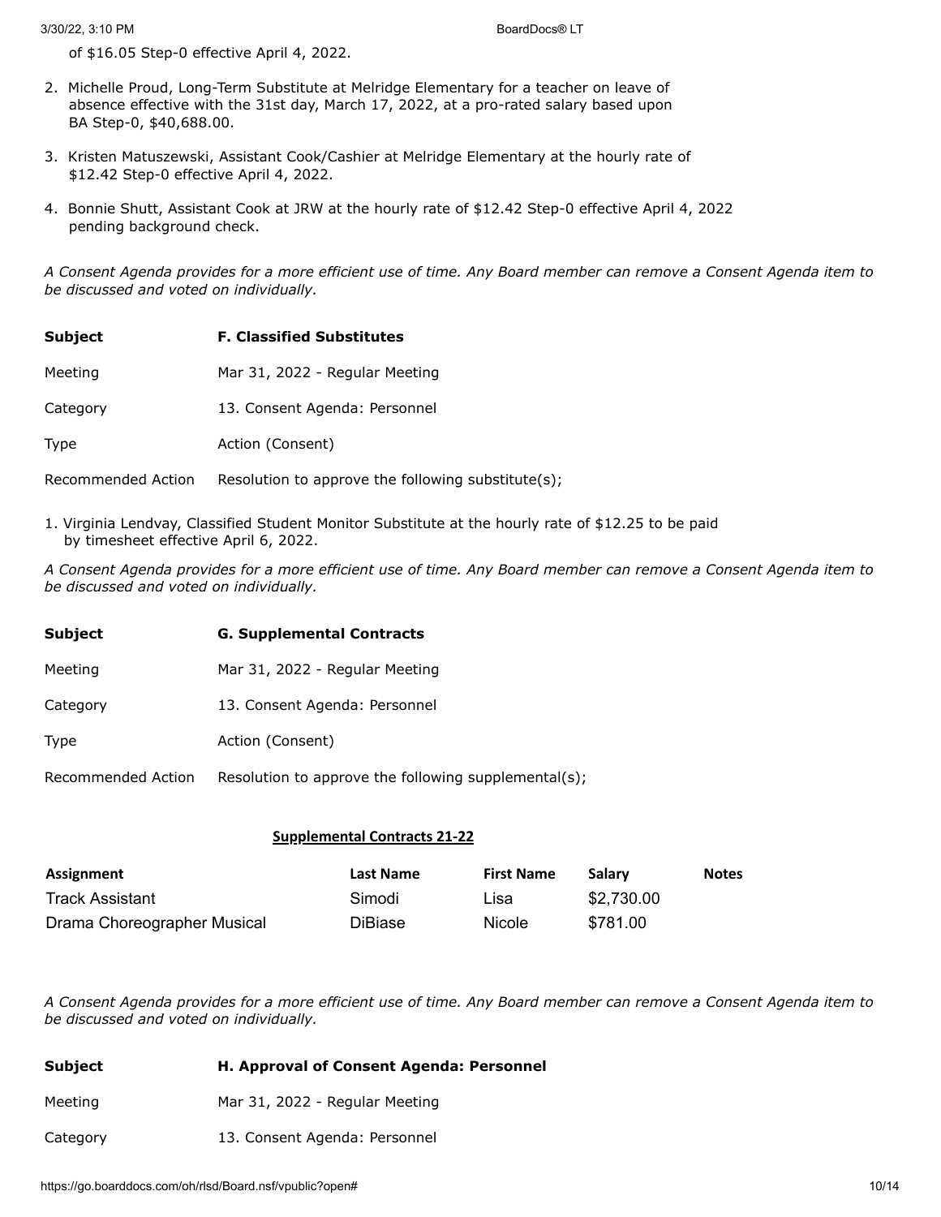of $16.05 Step-0 effective April 4, 2022.

2. Michelle Proud, Long-Term Substitute at Melridge Elementary for a teacher on leave of absence effective with the 31st day, March 17, 2022, at a pro-rated salary based upon BA Step-0, $40,688.00.

3. Kristen Matuszewski, Assistant Cook/Cashier at Melridge Elementary at the hourly rate of $12.42 Step-0 effective April 4, 2022.

4. Bonnie Shutt, Assistant Cook at JRW at the hourly rate of $12.42 Step-0 effective April 4, 2022 pending background check.

*A Consent Agenda provides for a more efficient use of time. Any Board member can remove a Consent Agenda item to be discussed and voted on individually.*

| **Subject** | **F. Classified Substitutes** |
|---|---|
| Meeting | Mar 31, 2022 - Regular Meeting |
| Category | 13. Consent Agenda: Personnel |
| Type | Action (Consent) |
| Recommended Action | Resolution to approve the following substitute(s); |

1. Virginia Lendvay, Classified Student Monitor Substitute at the hourly rate of $12.25 to be paid by timesheet effective April 6, 2022.

*A Consent Agenda provides for a more efficient use of time. Any Board member can remove a Consent Agenda item to be discussed and voted on individually.*

| **Subject** | **G. Supplemental Contracts** |
|---|---|
| Meeting | Mar 31, 2022 - Regular Meeting |
| Category | 13. Consent Agenda: Personnel |
| Type | Action (Consent) |
| Recommended Action | Resolution to approve the following supplemental(s); |

**Supplemental Contracts 21-22**

| Assignment | Last Name | First Name | Salary | Notes |
|---|---|---|---|---|
| Track Assistant | Simodi | Lisa | $2,730.00 | |
| Drama Choreographer Musical | DiBiase | Nicole | $781.00 | |

*A Consent Agenda provides for a more efficient use of time. Any Board member can remove a Consent Agenda item to be discussed and voted on individually.*

| **Subject** | **H. Approval of Consent Agenda: Personnel** |
|---|---|
| Meeting | Mar 31, 2022 - Regular Meeting |
| Category | 13. Consent Agenda: Personnel |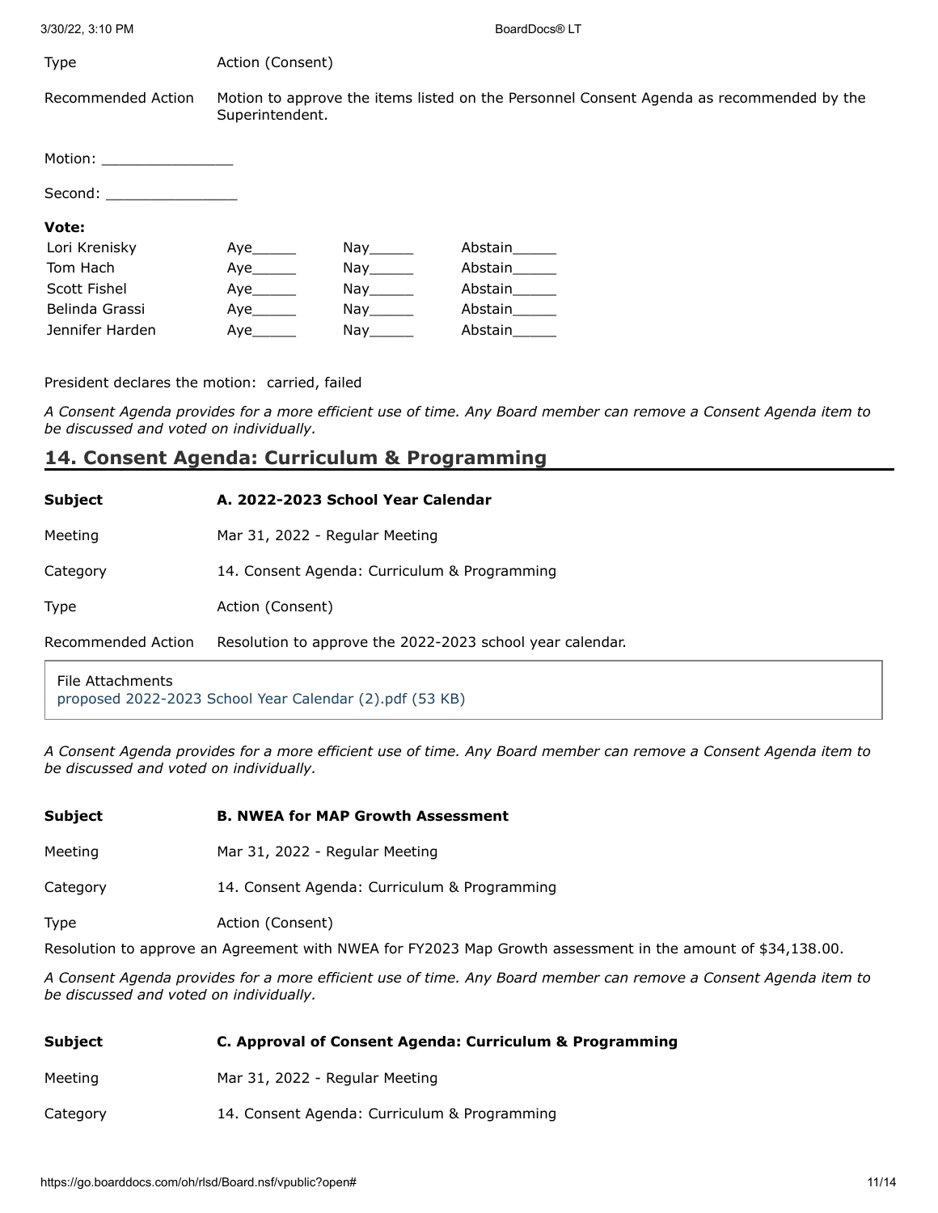Type Action (Consent)

Recommended Action Motion to approve the items listed on the Personnel Consent Agenda as recommended by the Superintendent.

Motion: _______________

Second: _______________

**Vote:**

| | | | |
|---|---|---|---|
| Lori Krenisky | Aye_____ | Nay_____ | Abstain_____ |
| Tom Hach | Aye_____ | Nay_____ | Abstain_____ |
| Scott Fishel | Aye_____ | Nay_____ | Abstain_____ |
| Belinda Grassi | Aye_____ | Nay_____ | Abstain_____ |
| Jennifer Harden | Aye_____ | Nay_____ | Abstain_____ |

President declares the motion: carried, failed

*A Consent Agenda provides for a more efficient use of time. Any Board member can remove a Consent Agenda item to be discussed and voted on individually.*

## 14. Consent Agenda: Curriculum & Programming

| | |
|---|---|
| **Subject** | **A. 2022-2023 School Year Calendar** |
| Meeting | Mar 31, 2022 - Regular Meeting |
| Category | 14. Consent Agenda: Curriculum & Programming |
| Type | Action (Consent) |
| Recommended Action | Resolution to approve the 2022-2023 school year calendar. |

File Attachments
proposed 2022-2023 School Year Calendar (2).pdf (53 KB)

*A Consent Agenda provides for a more efficient use of time. Any Board member can remove a Consent Agenda item to be discussed and voted on individually.*

| | |
|---|---|
| **Subject** | **B. NWEA for MAP Growth Assessment** |
| Meeting | Mar 31, 2022 - Regular Meeting |
| Category | 14. Consent Agenda: Curriculum & Programming |
| Type | Action (Consent) |

Resolution to approve an Agreement with NWEA for FY2023 Map Growth assessment in the amount of $34,138.00.

*A Consent Agenda provides for a more efficient use of time. Any Board member can remove a Consent Agenda item to be discussed and voted on individually.*

| | |
|---|---|
| **Subject** | **C. Approval of Consent Agenda: Curriculum & Programming** |
| Meeting | Mar 31, 2022 - Regular Meeting |
| Category | 14. Consent Agenda: Curriculum & Programming |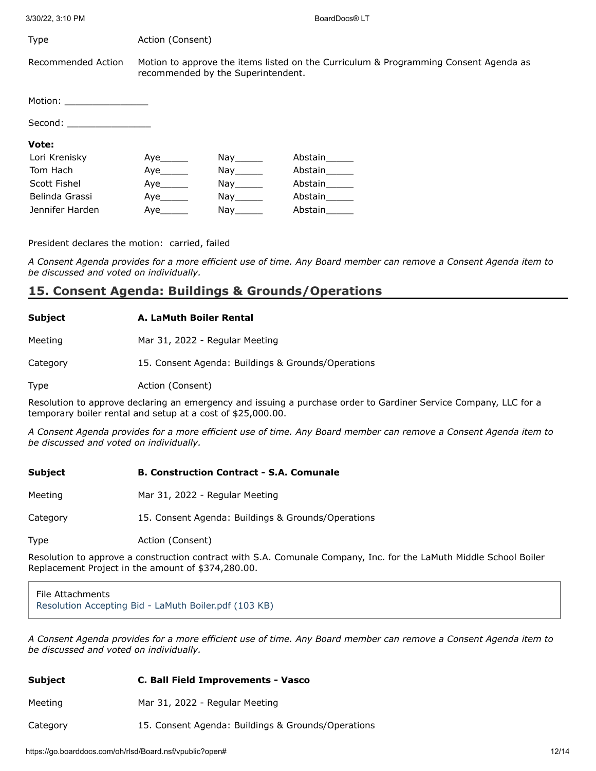Type Action (Consent)

Recommended Action Motion to approve the items listed on the Curriculum & Programming Consent Agenda as recommended by the Superintendent.

Motion: _______________

Second: _______________

**Vote:**

| | | | |
|---|---|---|---|
| Lori Krenisky | Aye_____ | Nay_____ | Abstain_____ |
| Tom Hach | Aye_____ | Nay_____ | Abstain_____ |
| Scott Fishel | Aye_____ | Nay_____ | Abstain_____ |
| Belinda Grassi | Aye_____ | Nay_____ | Abstain_____ |
| Jennifer Harden | Aye_____ | Nay_____ | Abstain_____ |

President declares the motion: carried, failed

*A Consent Agenda provides for a more efficient use of time. Any Board member can remove a Consent Agenda item to be discussed and voted on individually.*

## 15. Consent Agenda: Buildings & Grounds/Operations

**Subject** **A. LaMuth Boiler Rental**

Meeting Mar 31, 2022 - Regular Meeting

Category 15. Consent Agenda: Buildings & Grounds/Operations

Type Action (Consent)

Resolution to approve declaring an emergency and issuing a purchase order to Gardiner Service Company, LLC for a temporary boiler rental and setup at a cost of $25,000.00.

*A Consent Agenda provides for a more efficient use of time. Any Board member can remove a Consent Agenda item to be discussed and voted on individually.*

**Subject** **B. Construction Contract - S.A. Comunale**

Meeting Mar 31, 2022 - Regular Meeting

Category 15. Consent Agenda: Buildings & Grounds/Operations

Type Action (Consent)

Resolution to approve a construction contract with S.A. Comunale Company, Inc. for the LaMuth Middle School Boiler Replacement Project in the amount of $374,280.00.

File Attachments
Resolution Accepting Bid - LaMuth Boiler.pdf (103 KB)

*A Consent Agenda provides for a more efficient use of time. Any Board member can remove a Consent Agenda item to be discussed and voted on individually.*

**Subject** **C. Ball Field Improvements - Vasco**

Meeting Mar 31, 2022 - Regular Meeting

Category 15. Consent Agenda: Buildings & Grounds/Operations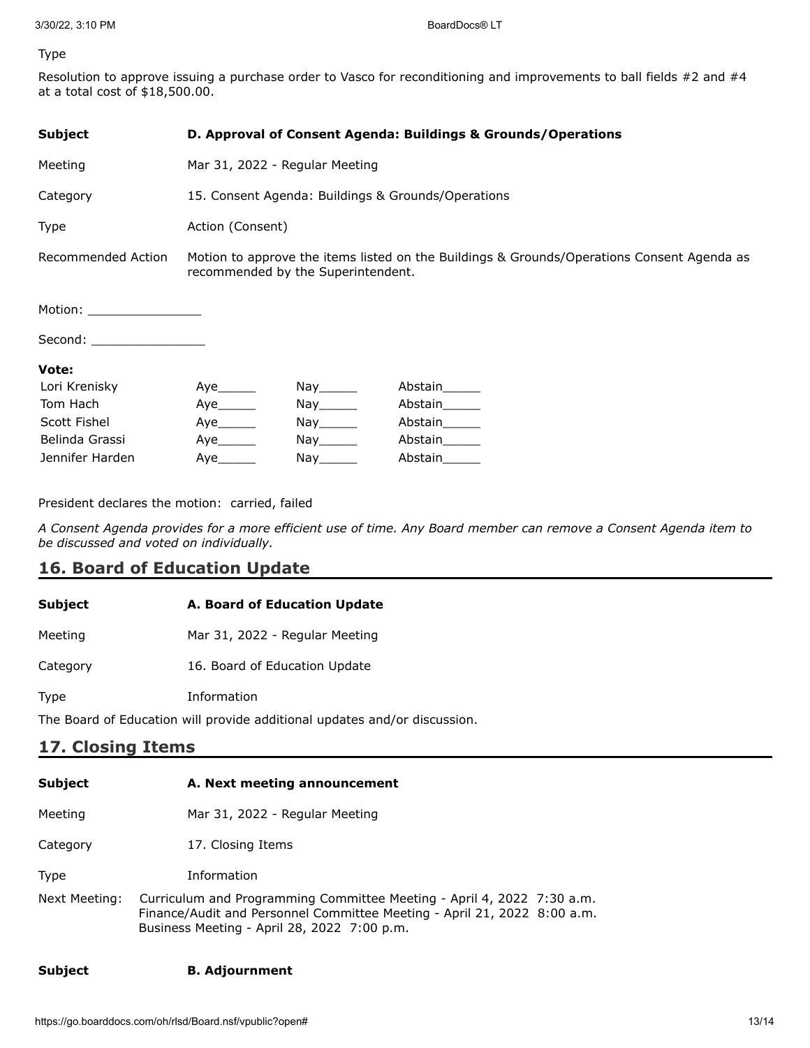Type

Resolution to approve issuing a purchase order to Vasco for reconditioning and improvements to ball fields #2 and #4 at a total cost of $18,500.00.

| | |
|---|---|
| **Subject** | **D. Approval of Consent Agenda: Buildings & Grounds/Operations** |
| Meeting | Mar 31, 2022 - Regular Meeting |
| Category | 15. Consent Agenda: Buildings & Grounds/Operations |
| Type | Action (Consent) |
| Recommended Action | Motion to approve the items listed on the Buildings & Grounds/Operations Consent Agenda as recommended by the Superintendent. |

Motion: _______________

Second: _______________

**Vote:**

| | | | |
|---|---|---|---|
| Lori Krenisky | Aye_____ | Nay_____ | Abstain_____ |
| Tom Hach | Aye_____ | Nay_____ | Abstain_____ |
| Scott Fishel | Aye_____ | Nay_____ | Abstain_____ |
| Belinda Grassi | Aye_____ | Nay_____ | Abstain_____ |
| Jennifer Harden | Aye_____ | Nay_____ | Abstain_____ |

President declares the motion: carried, failed

*A Consent Agenda provides for a more efficient use of time. Any Board member can remove a Consent Agenda item to be discussed and voted on individually.*

## 16. Board of Education Update

| | |
|---|---|
| **Subject** | **A. Board of Education Update** |
| Meeting | Mar 31, 2022 - Regular Meeting |
| Category | 16. Board of Education Update |
| Type | Information |

The Board of Education will provide additional updates and/or discussion.

## 17. Closing Items

| | |
|---|---|
| **Subject** | **A. Next meeting announcement** |
| Meeting | Mar 31, 2022 - Regular Meeting |
| Category | 17. Closing Items |
| Type | Information |
| Next Meeting: | Curriculum and Programming Committee Meeting - April 4, 2022 7:30 a.m.<br>Finance/Audit and Personnel Committee Meeting - April 21, 2022 8:00 a.m.<br>Business Meeting - April 28, 2022 7:00 p.m. |

| | |
|---|---|
| **Subject** | **B. Adjournment** |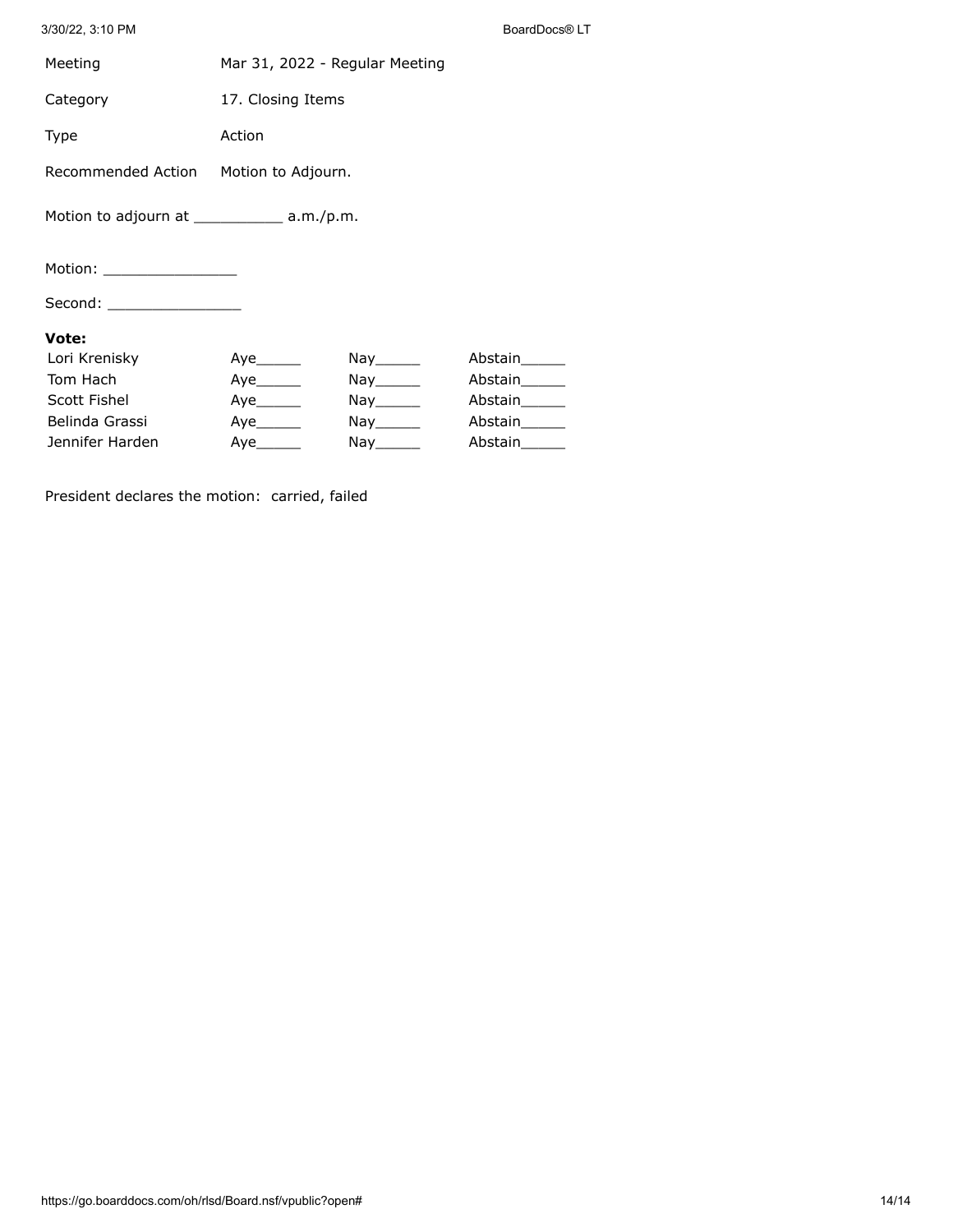| | |
|---|---|
| Meeting | Mar 31, 2022 - Regular Meeting |
| Category | 17. Closing Items |
| Type | Action |
| Recommended Action | Motion to Adjourn. |

Motion to adjourn at __________ a.m./p.m.

Motion: _______________

Second: _______________

**Vote:**

| | | | |
|---|---|---|---|
| Lori Krenisky | Aye_____ | Nay_____ | Abstain_____ |
| Tom Hach | Aye_____ | Nay_____ | Abstain_____ |
| Scott Fishel | Aye_____ | Nay_____ | Abstain_____ |
| Belinda Grassi | Aye_____ | Nay_____ | Abstain_____ |
| Jennifer Harden | Aye_____ | Nay_____ | Abstain_____ |

President declares the motion: carried, failed